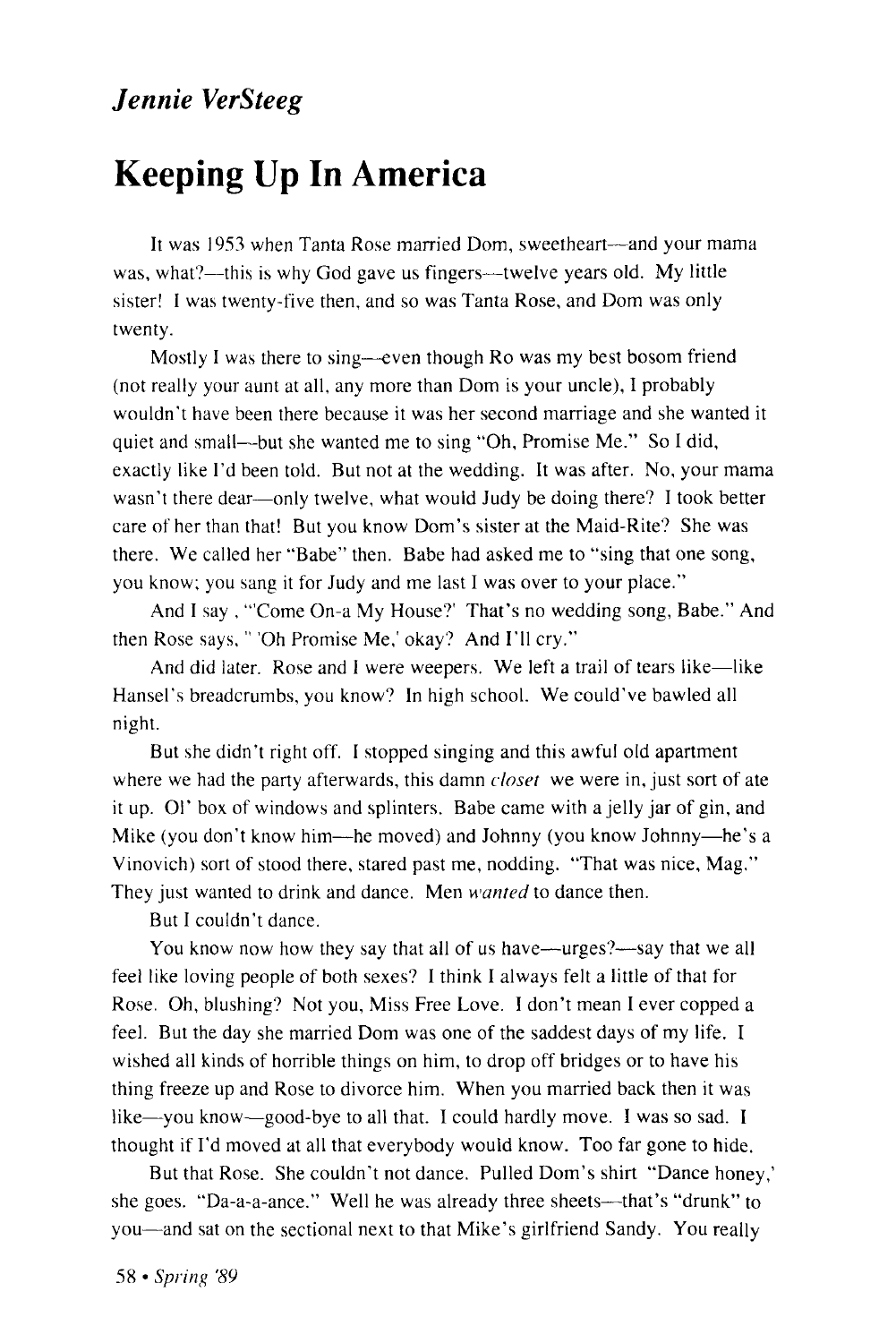*Jennie VerSteeg*

# Keeping Up In America

It was 1953 when Tanta Rose married Dom, sweetheart—and your mama was, what?—this is why God gave us fingers—twelve years old. My little sister! I was twenty-five then, and so was Tanta Rose, and Dom was only twenty.

Mostly I was there to sing—even though Ro was my best bosom friend (not really your aunt at all, any more than Dom is your uncle), I probably wouldn't have been there because it was her second marriage and she wanted it quiet and small—but she wanted me to sing "Oh, Promise Me." So I did, exactly like I'd been told. But not at the wedding. It was after. No, your mama wasn't there dear—only twelve, what would Judy be doing there? I took better care of her than that! But you know Dom's sister at the Maid-Rite? She was there. We called her "Babe" then. Babe had asked me to "sing that one song, you know; you sang it for Judy and me last I was over to your place."

And I say , "'Come On-a My House?' That's no wedding song, Babe." And then Rose says, " 'Oh Promise Me,' okay? And I'll cry."

And did later. Rose and I were weepers. We left a trail of tears like—like Hansel's breadcrumbs, you know? In high school. We could've bawled all night.

But she didn't right off. I stopped singing and this awful old apartment where we had the party afterwards, this damn *closet* we were in, just sort of ate it up. Ol' box of windows and splinters. Babe came with a jelly jar of gin, and Mike (you don't know him—he moved) and Johnny (you know Johnny—he's a Vinovich) sort of stood there, stared past me, nodding. "That was nice, Mag." They just wanted to drink and dance. Men *wanted* to dance then.

But I couldn't dance.

You know now how they say that all of us have—urges?—say that we all feel like loving people of both sexes? I think I always felt a little of that for Rose. Oh, blushing? Not you, Miss Free Love. I don't mean I ever copped a feel. But the day she married Dom was one of the saddest days of my life. I wished all kinds of horrible things on him, to drop off bridges or to have his thing freeze up and Rose to divorce him. When you married back then it was like—you know—good-bye to all that. I could hardly move. I was so sad. I thought if I'd moved at all that everybody would know. Too far gone to hide.

But that Rose. She couldn't not dance. Pulled Dom's shirt "Dance honey,' she goes. "Da-a-a-ance." Well he was already three sheets—that's "drunk" to you—and sat on the sectional next to that Mike's girlfriend Sandy. You really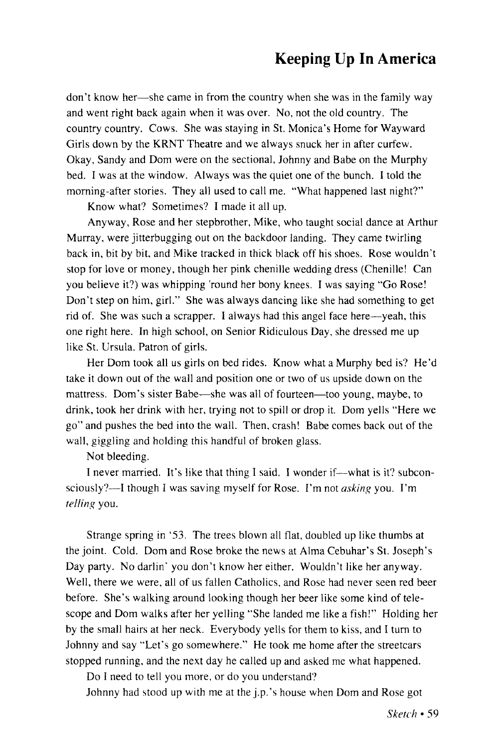don't know her—she came in from the country when she was in the family way and went right back again when it was over. No, not the old country. The country country. Cows. She was staying in St. Monica's Home for Wayward Girls down by the KRNT Theatre and we always snuck her in after curfew. Okay, Sandy and Dom were on the sectional, Johnny and Babe on the Murphy bed. I was at the window. Always was the quiet one of the bunch. I told the morning-after stories. They all used to call me. "What happened last night?"

Know what? Sometimes? I made it all up.

Anyway, Rose and her stepbrother, Mike, who taught social dance at Arthur Murray, were jitterbugging out on the backdoor landing. They came twirling back in, bit by bit, and Mike tracked in thick black off his shoes. Rose wouldn't stop for love or money, though her pink chenille wedding dress (Chenille! Can you believe it?) was whipping 'round her bony knees. I was saying "Go Rose! Don't step on him, girl." She was always dancing like she had something to get rid of. She was such a scrapper. I always had this angel face here—yeah, this one right here. In high school, on Senior Ridiculous Day, she dressed me up like St. Ursula. Patron of girls.

Her Dom took all us girls on bed rides. Know what a Murphy bed is? He'd take it down out of the wall and position one or two of us upside down on the mattress. Dom's sister Babe—she was all of fourteen—too young, maybe, to drink, took her drink with her, trying not to spill or drop it. Dom yells "Here we go" and pushes the bed into the wall. Then, crash! Babe comes back out of the wall, giggling and holding this handful of broken glass.

Not bleeding.

I never married. It's like that thing I said. I wonder if—what is it? subconsciously?—I though I was saving myself for Rose. I'm not *asking* you. I'm *telling* you.

Strange spring in '53. The trees blown all flat, doubled up like thumbs at the joint. Cold. Dom and Rose broke the news at Alma Cebuhar's St. Joseph's Day party. No darlin' you don't know her either. Wouldn't like her anyway. Well, there we were, all of us fallen Catholics, and Rose had never seen red beer before. She's walking around looking though her beer like some kind of telescope and Dom walks after her yelling "She landed me like a fish!" Holding her by the small hairs at her neck. Everybody yells for them to kiss, and I turn to Johnny and say "Let's go somewhere." He took me home after the streetcars stopped running, and the next day he called up and asked me what happened.

Do I need to tell you more, or do you understand?

Johnny had stood up with me at the j.p.'s house when Dom and Rose got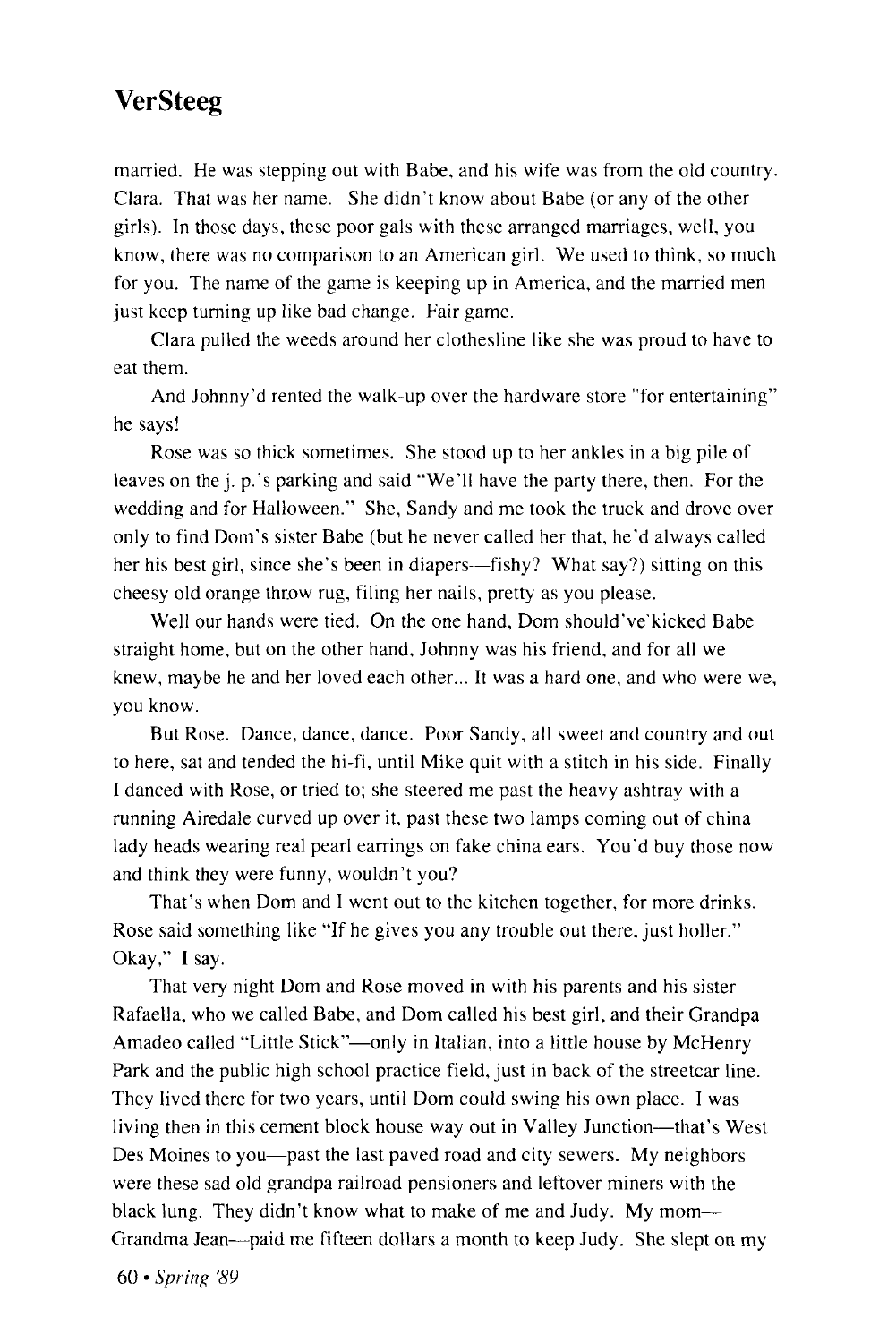married. He was stepping out with Babe, and his wife was from the old country. Clara. That was her name. She didn't know about Babe (or any of the other girls). In those days, these poor gals with these arranged marriages, well, you know, there was no comparison to an American girl. We used to think, so much for you. The name of the game is keeping up in America, and the married men just keep turning up like bad change. Fair game.

Clara pulled the weeds around her clothesline like she was proud to have to eat them.

And Johnny'd rented the walk-up over the hardware store "for entertaining" he says!

Rose was so thick sometimes. She stood up to her ankles in a big pile of leaves on the j. p.'s parking and said "We'll have the party there, then. For the wedding and for Halloween." She, Sandy and me took the truck and drove over only to find Dom's sister Babe (but he never called her that, he'd always called her his best girl, since she's been in diapers—fishy? What say?) sitting on this cheesy old orange throw rug, filing her nails, pretty as you please.

Well our hands were tied. On the one hand, Dom should've kicked Babe straight home, but on the other hand, Johnny was his friend, and for all we knew, maybe he and her loved each other... It was a hard one, and who were we, you know.

But Rose. Dance, dance, dance. Poor Sandy, all sweet and country and out to here, sat and tended the hi-fi, until Mike quit with a stitch in his side. Finally I danced with Rose, or tried to; she steered me past the heavy ashtray with a running Airedale curved up over it, past these two lamps coming out of china lady heads wearing real pearl earrings on fake china ears. You'd buy those now and think they were funny, wouldn't you?

That's when Dom and I went out to the kitchen together, for more drinks. Rose said something like "If he gives you any trouble out there, just holler." Okay," I say.

That very night Dom and Rose moved in with his parents and his sister Rafaella, who we called Babe, and Dom called his best girl, and their Grandpa Amadeo called "Little Stick"—only in Italian, into a little house by McHenry Park and the public high school practice field, just in back of the streetcar line. They lived there for two years, until Dom could swing his own place. I was living then in this cement block house way out in Valley Junction—that's West Des Moines to you—past the last paved road and city sewers. My neighbors were these sad old grandpa railroad pensioners and leftover miners with the black lung. They didn't know what to make of me and Judy. My mom—Grandma Jean—paid me fifteen dollars a month to keep Judy. She slept on my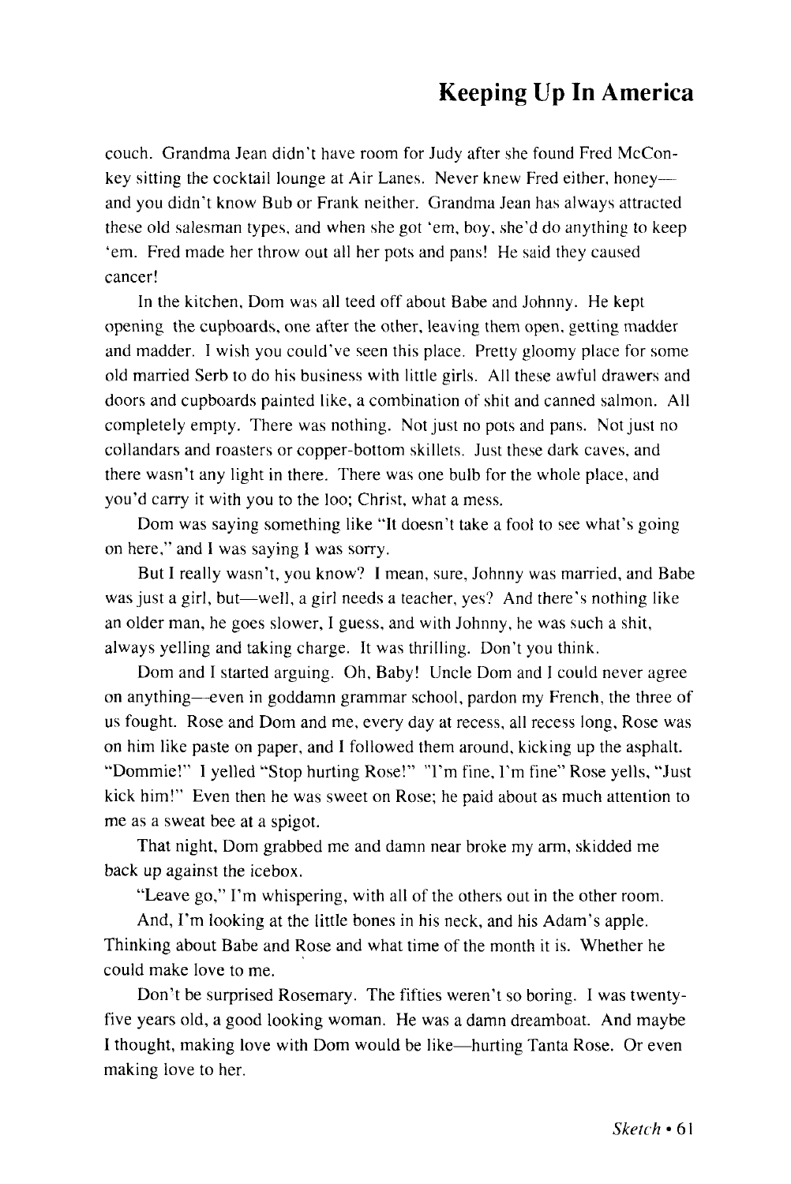couch. Grandma Jean didn't have room for Judy after she found Fred McConkey sitting the cocktail lounge at Air Lanes. Never knew Fred either, honey—and you didn't know Bub or Frank neither. Grandma Jean has always attracted these old salesman types, and when she got 'em, boy, she'd do anything to keep 'em. Fred made her throw out all her pots and pans! He said they caused cancer!

In the kitchen, Dom was all teed off about Babe and Johnny. He kept opening the cupboards, one after the other, leaving them open, getting madder and madder. I wish you could've seen this place. Pretty gloomy place for some old married Serb to do his business with little girls. All these awful drawers and doors and cupboards painted like, a combination of shit and canned salmon. All completely empty. There was nothing. Not just no pots and pans. Not just no collandars and roasters or copper-bottom skillets. Just these dark caves, and there wasn't any light in there. There was one bulb for the whole place, and you'd carry it with you to the loo; Christ, what a mess.

Dom was saying something like "It doesn't take a fool to see what's going on here," and I was saying I was sorry.

But I really wasn't, you know? I mean, sure, Johnny was married, and Babe was just a girl, but—well, a girl needs a teacher, yes? And there's nothing like an older man, he goes slower, I guess, and with Johnny, he was such a shit, always yelling and taking charge. It was thrilling. Don't you think.

Dom and I started arguing. Oh, Baby! Uncle Dom and I could never agree on anything—even in goddamn grammar school, pardon my French, the three of us fought. Rose and Dom and me, every day at recess, all recess long, Rose was on him like paste on paper, and I followed them around, kicking up the asphalt. "Dommie!" I yelled "Stop hurting Rose!" "I'm fine, I'm fine" Rose yells, "Just kick him!" Even then he was sweet on Rose; he paid about as much attention to me as a sweat bee at a spigot.

That night, Dom grabbed me and damn near broke my arm, skidded me back up against the icebox.

"Leave go," I'm whispering, with all of the others out in the other room.

And, I'm looking at the little bones in his neck, and his Adam's apple. Thinking about Babe and Rose and what time of the month it is. Whether he could make love to me.

Don't be surprised Rosemary. The fifties weren't so boring. I was twenty-five years old, a good looking woman. He was a damn dreamboat. And maybe I thought, making love with Dom would be like—hurting Tanta Rose. Or even making love to her.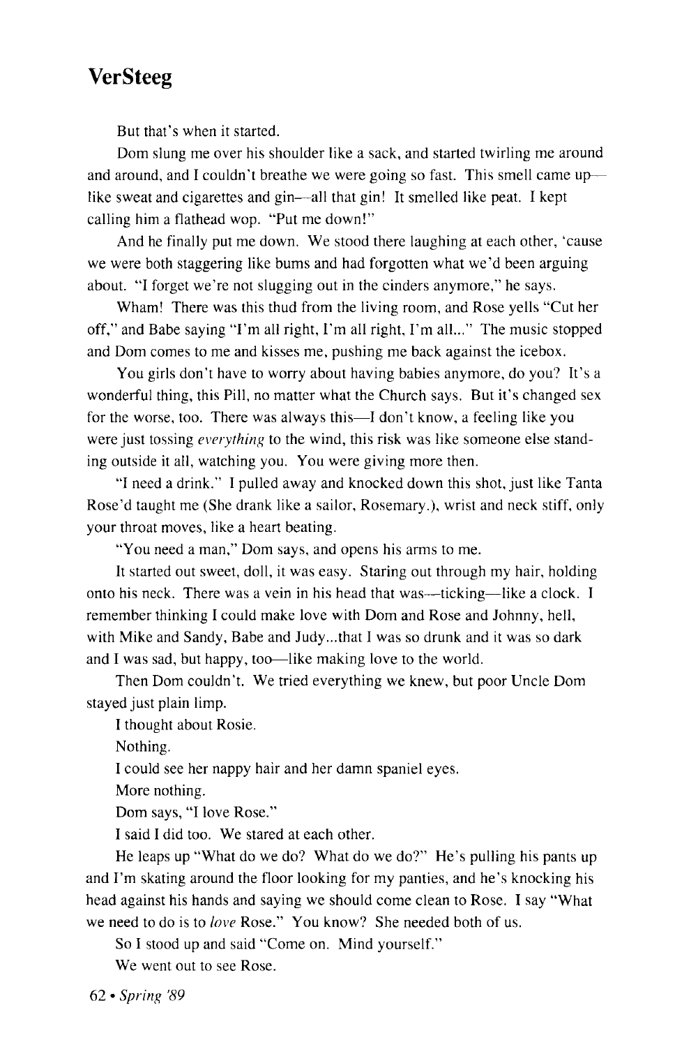But that's when it started.

Dom slung me over his shoulder like a sack, and started twirling me around and around, and I couldn't breathe we were going so fast. This smell came up—like sweat and cigarettes and gin—all that gin! It smelled like peat. I kept calling him a flathead wop. "Put me down!"

And he finally put me down. We stood there laughing at each other, 'cause we were both staggering like bums and had forgotten what we'd been arguing about. "I forget we're not slugging out in the cinders anymore," he says.

Wham! There was this thud from the living room, and Rose yells "Cut her off," and Babe saying "I'm all right, I'm all right, I'm all..." The music stopped and Dom comes to me and kisses me, pushing me back against the icebox.

You girls don't have to worry about having babies anymore, do you? It's a wonderful thing, this Pill, no matter what the Church says. But it's changed sex for the worse, too. There was always this—I don't know, a feeling like you were just tossing *everything* to the wind, this risk was like someone else standing outside it all, watching you. You were giving more then.

"I need a drink." I pulled away and knocked down this shot, just like Tanta Rose'd taught me (She drank like a sailor, Rosemary.), wrist and neck stiff, only your throat moves, like a heart beating.

"You need a man," Dom says, and opens his arms to me.

It started out sweet, doll, it was easy. Staring out through my hair, holding onto his neck. There was a vein in his head that was—ticking—like a clock. I remember thinking I could make love with Dom and Rose and Johnny, hell, with Mike and Sandy, Babe and Judy...that I was so drunk and it was so dark and I was sad, but happy, too—like making love to the world.

Then Dom couldn't. We tried everything we knew, but poor Uncle Dom stayed just plain limp.

I thought about Rosie.

Nothing.

I could see her nappy hair and her damn spaniel eyes.

More nothing.

Dom says, "I love Rose."

I said I did too. We stared at each other.

He leaps up "What do we do? What do we do?" He's pulling his pants up and I'm skating around the floor looking for my panties, and he's knocking his head against his hands and saying we should come clean to Rose. I say "What we need to do is to *love* Rose." You know? She needed both of us.

So I stood up and said "Come on. Mind yourself."

We went out to see Rose.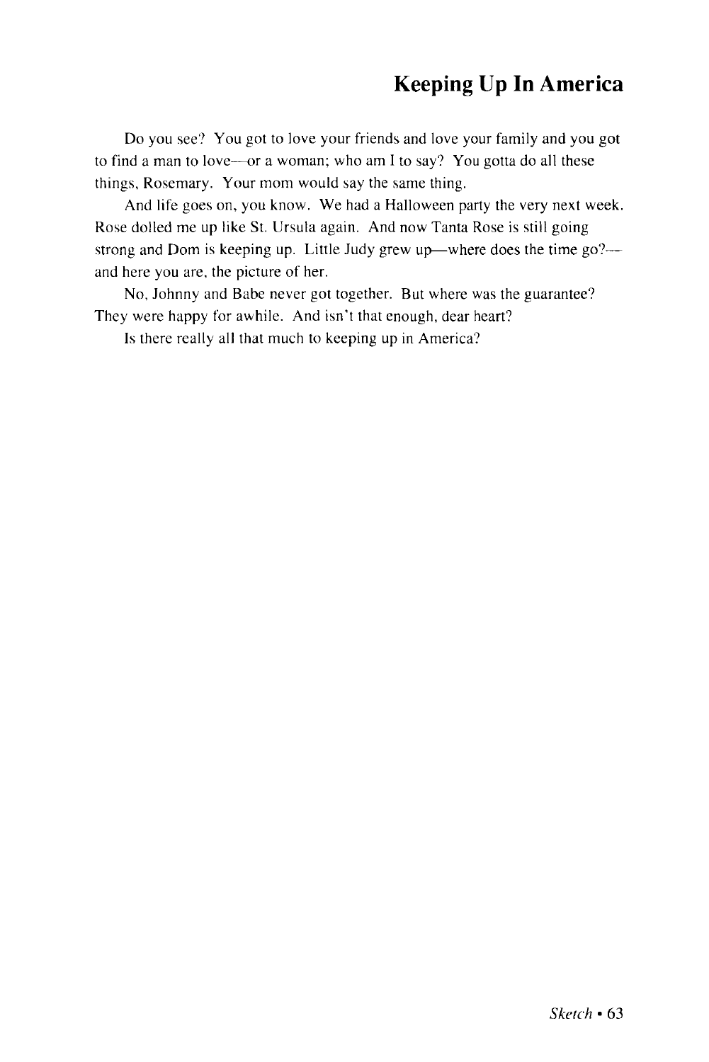## Keeping Up In America

Do you see? You got to love your friends and love your family and you got to find a man to love—or a woman; who am I to say? You gotta do all these things, Rosemary. Your mom would say the same thing.

And life goes on, you know. We had a Halloween party the very next week. Rose dolled me up like St. Ursula again. And now Tanta Rose is still going strong and Dom is keeping up. Little Judy grew up—where does the time go?—and here you are, the picture of her.

No, Johnny and Babe never got together. But where was the guarantee? They were happy for awhile. And isn't that enough, dear heart?

Is there really all that much to keeping up in America?